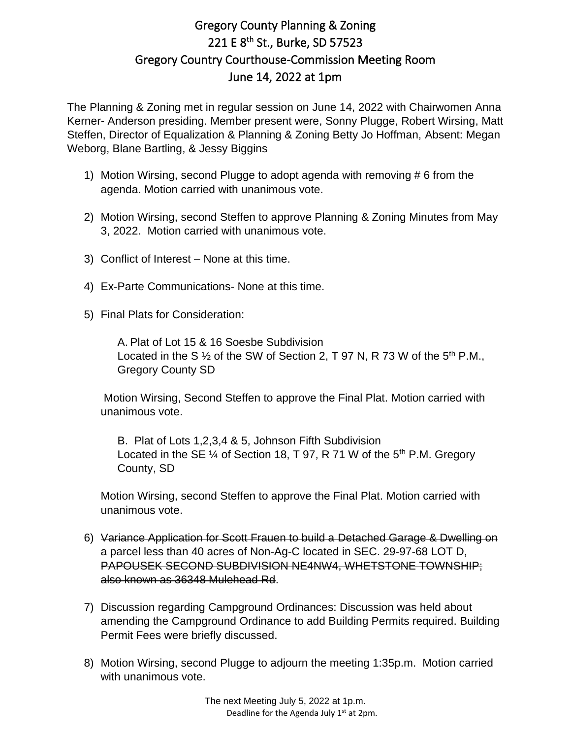# Gregory County Planning & Zoning
## 221 E 8th St., Burke, SD 57523
## Gregory Country Courthouse-Commission Meeting Room
## June 14, 2022 at 1pm

The Planning & Zoning met in regular session on June 14, 2022 with Chairwomen Anna Kerner- Anderson presiding. Member present were, Sonny Plugge, Robert Wirsing, Matt Steffen, Director of Equalization & Planning & Zoning Betty Jo Hoffman, Absent: Megan Weborg, Blane Bartling, & Jessy Biggins

1) Motion Wirsing, second Plugge to adopt agenda with removing # 6 from the agenda. Motion carried with unanimous vote.

2) Motion Wirsing, second Steffen to approve Planning & Zoning Minutes from May 3, 2022. Motion carried with unanimous vote.

3) Conflict of Interest – None at this time.

4) Ex-Parte Communications- None at this time.

5) Final Plats for Consideration:

   A. Plat of Lot 15 & 16 Soesbe Subdivision
   Located in the S ½ of the SW of Section 2, T 97 N, R 73 W of the 5th P.M., Gregory County SD

   Motion Wirsing, Second Steffen to approve the Final Plat. Motion carried with unanimous vote.

   B. Plat of Lots 1,2,3,4 & 5, Johnson Fifth Subdivision
   Located in the SE ¼ of Section 18, T 97, R 71 W of the 5th P.M. Gregory County, SD

   Motion Wirsing, second Steffen to approve the Final Plat. Motion carried with unanimous vote.

6) ~~Variance Application for Scott Frauen to build a Detached Garage & Dwelling on a parcel less than 40 acres of Non-Ag-C located in SEC. 29-97-68 LOT D, PAPOUSEK SECOND SUBDIVISION NE4NW4, WHETSTONE TOWNSHIP; also known as 36348 Mulehead Rd~~.

7) Discussion regarding Campground Ordinances: Discussion was held about amending the Campground Ordinance to add Building Permits required. Building Permit Fees were briefly discussed.

8) Motion Wirsing, second Plugge to adjourn the meeting 1:35p.m. Motion carried with unanimous vote.

The next Meeting July 5, 2022 at 1p.m.
Deadline for the Agenda July 1st at 2pm.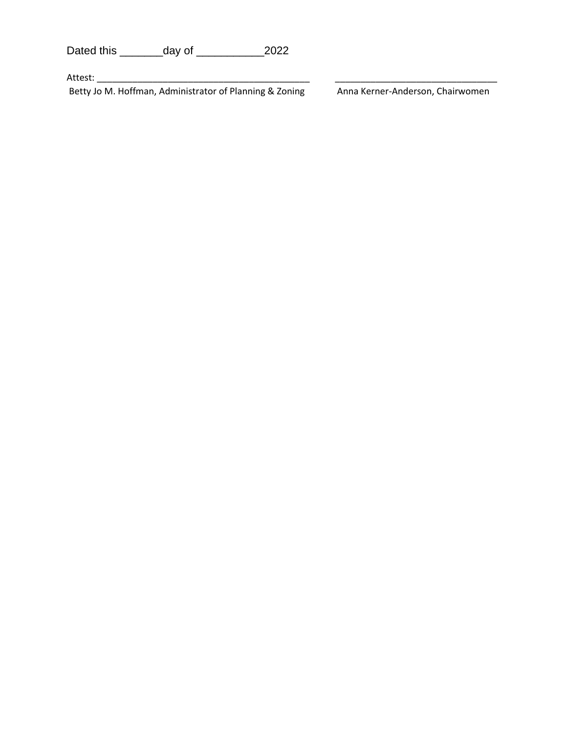Dated this _______day of ___________2022

Attest: ___________________________________________ ______________________________

Betty Jo M. Hoffman, Administrator of Planning & Zoning Anna Kerner-Anderson, Chairwomen